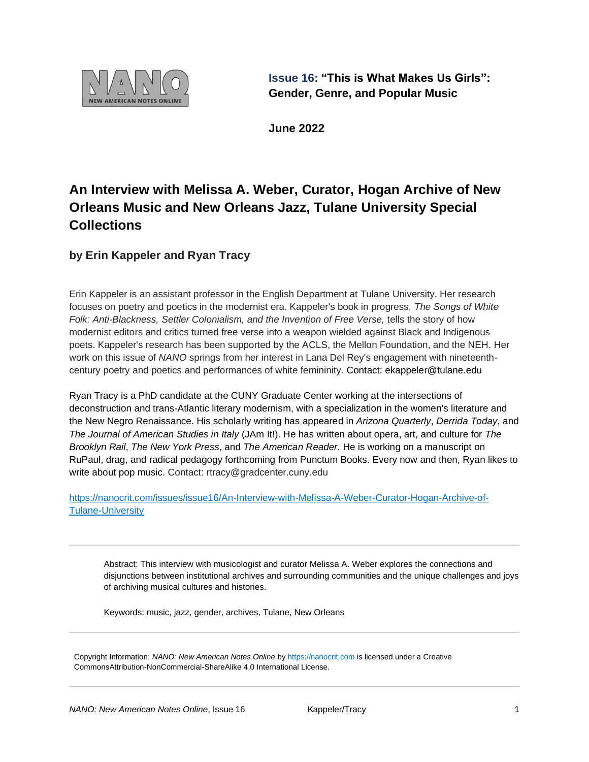NANO
NEW AMERICAN NOTES ONLINE

**Issue 16: "This is What Makes Us Girls": Gender, Genre, and Popular Music**

**June 2022**

# An Interview with Melissa A. Weber, Curator, Hogan Archive of New Orleans Music and New Orleans Jazz, Tulane University Special Collections

## by Erin Kappeler and Ryan Tracy

Erin Kappeler is an assistant professor in the English Department at Tulane University. Her research focuses on poetry and poetics in the modernist era. Kappeler's book in progress, *The Songs of White Folk: Anti-Blackness, Settler Colonialism, and the Invention of Free Verse,* tells the story of how modernist editors and critics turned free verse into a weapon wielded against Black and Indigenous poets. Kappeler's research has been supported by the ACLS, the Mellon Foundation, and the NEH. Her work on this issue of *NANO* springs from her interest in Lana Del Rey's engagement with nineteenth-century poetry and poetics and performances of white femininity. Contact: ekappeler@tulane.edu

Ryan Tracy is a PhD candidate at the CUNY Graduate Center working at the intersections of deconstruction and trans-Atlantic literary modernism, with a specialization in the women's literature and the New Negro Renaissance. His scholarly writing has appeared in *Arizona Quarterly*, *Derrida Today*, and *The Journal of American Studies in Italy* (JAm It!). He has written about opera, art, and culture for *The Brooklyn Rail*, *The New York Press*, and *The American Reader*. He is working on a manuscript on RuPaul, drag, and radical pedagogy forthcoming from Punctum Books. Every now and then, Ryan likes to write about pop music. Contact: rtracy@gradcenter.cuny.edu

https://nanocrit.com/issues/issue16/An-Interview-with-Melissa-A-Weber-Curator-Hogan-Archive-of-Tulane-University

---

Abstract: This interview with musicologist and curator Melissa A. Weber explores the connections and disjunctions between institutional archives and surrounding communities and the unique challenges and joys of archiving musical cultures and histories.

Keywords: music, jazz, gender, archives, Tulane, New Orleans

---

Copyright Information: *NANO: New American Notes Online* by https://nanocrit.com is licensed under a Creative CommonsAttribution-NonCommercial-ShareAlike 4.0 International License.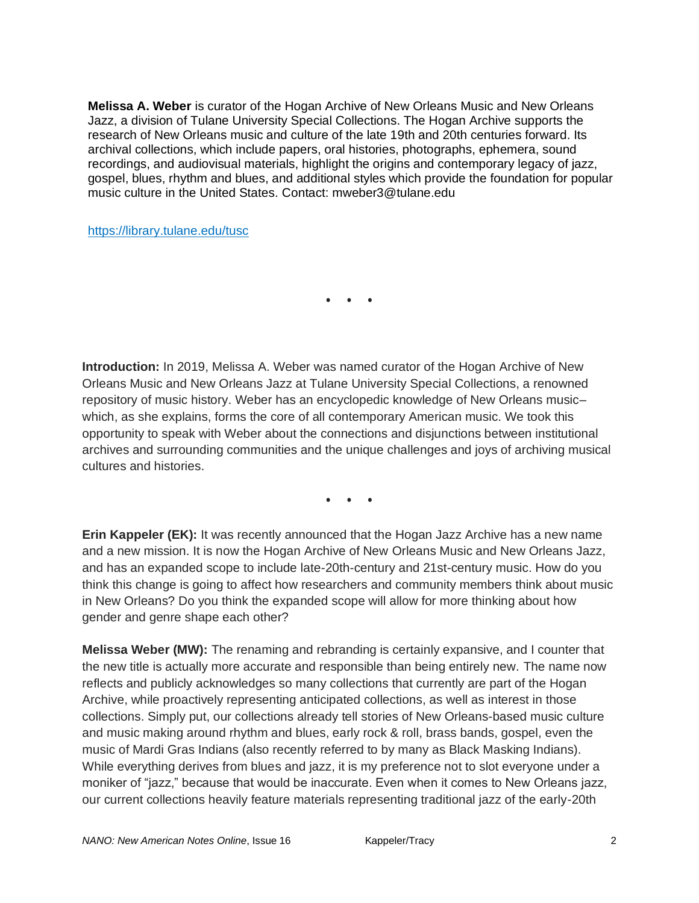**Melissa A. Weber** is curator of the Hogan Archive of New Orleans Music and New Orleans Jazz, a division of Tulane University Special Collections. The Hogan Archive supports the research of New Orleans music and culture of the late 19th and 20th centuries forward. Its archival collections, which include papers, oral histories, photographs, ephemera, sound recordings, and audiovisual materials, highlight the origins and contemporary legacy of jazz, gospel, blues, rhythm and blues, and additional styles which provide the foundation for popular music culture in the United States. Contact: mweber3@tulane.edu

https://library.tulane.edu/tusc

• • •

**Introduction:** In 2019, Melissa A. Weber was named curator of the Hogan Archive of New Orleans Music and New Orleans Jazz at Tulane University Special Collections, a renowned repository of music history. Weber has an encyclopedic knowledge of New Orleans music–which, as she explains, forms the core of all contemporary American music. We took this opportunity to speak with Weber about the connections and disjunctions between institutional archives and surrounding communities and the unique challenges and joys of archiving musical cultures and histories.

• • •

**Erin Kappeler (EK):** It was recently announced that the Hogan Jazz Archive has a new name and a new mission. It is now the Hogan Archive of New Orleans Music and New Orleans Jazz, and has an expanded scope to include late-20th-century and 21st-century music. How do you think this change is going to affect how researchers and community members think about music in New Orleans? Do you think the expanded scope will allow for more thinking about how gender and genre shape each other?

**Melissa Weber (MW):** The renaming and rebranding is certainly expansive, and I counter that the new title is actually more accurate and responsible than being entirely new. The name now reflects and publicly acknowledges so many collections that currently are part of the Hogan Archive, while proactively representing anticipated collections, as well as interest in those collections. Simply put, our collections already tell stories of New Orleans-based music culture and music making around rhythm and blues, early rock & roll, brass bands, gospel, even the music of Mardi Gras Indians (also recently referred to by many as Black Masking Indians). While everything derives from blues and jazz, it is my preference not to slot everyone under a moniker of "jazz," because that would be inaccurate. Even when it comes to New Orleans jazz, our current collections heavily feature materials representing traditional jazz of the early-20th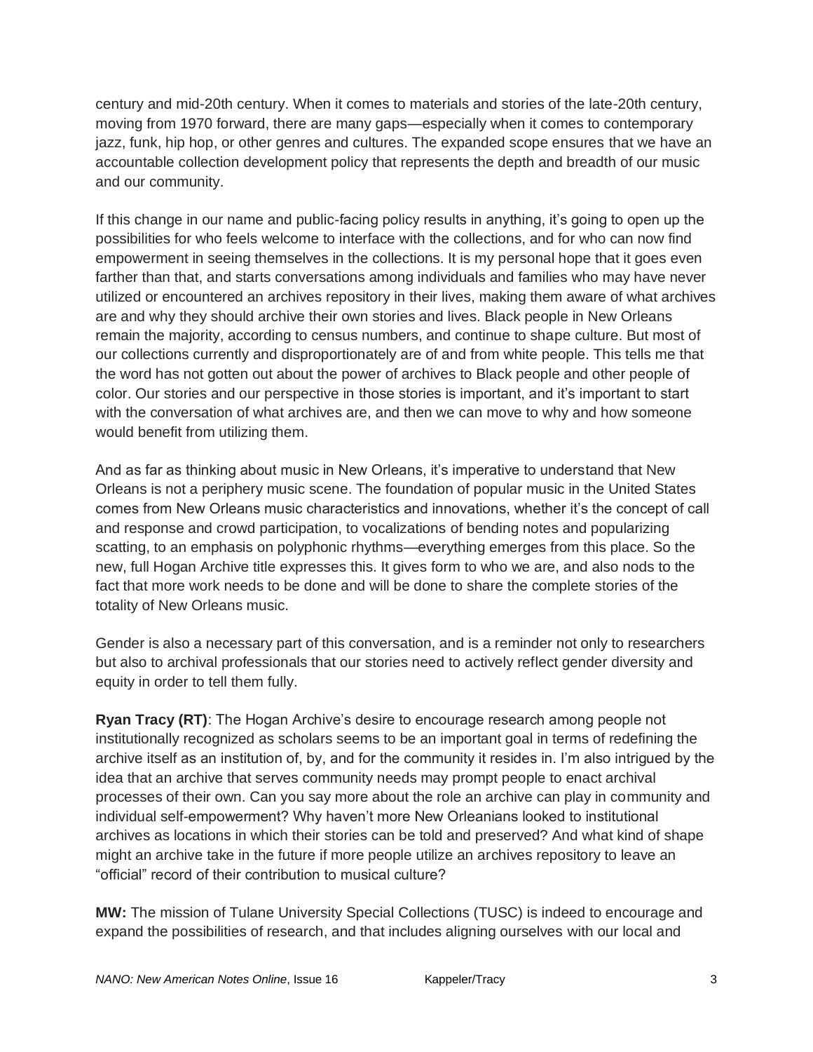century and mid-20th century. When it comes to materials and stories of the late-20th century, moving from 1970 forward, there are many gaps—especially when it comes to contemporary jazz, funk, hip hop, or other genres and cultures. The expanded scope ensures that we have an accountable collection development policy that represents the depth and breadth of our music and our community.

If this change in our name and public-facing policy results in anything, it's going to open up the possibilities for who feels welcome to interface with the collections, and for who can now find empowerment in seeing themselves in the collections. It is my personal hope that it goes even farther than that, and starts conversations among individuals and families who may have never utilized or encountered an archives repository in their lives, making them aware of what archives are and why they should archive their own stories and lives. Black people in New Orleans remain the majority, according to census numbers, and continue to shape culture. But most of our collections currently and disproportionately are of and from white people. This tells me that the word has not gotten out about the power of archives to Black people and other people of color. Our stories and our perspective in those stories is important, and it's important to start with the conversation of what archives are, and then we can move to why and how someone would benefit from utilizing them.

And as far as thinking about music in New Orleans, it's imperative to understand that New Orleans is not a periphery music scene. The foundation of popular music in the United States comes from New Orleans music characteristics and innovations, whether it's the concept of call and response and crowd participation, to vocalizations of bending notes and popularizing scatting, to an emphasis on polyphonic rhythms—everything emerges from this place. So the new, full Hogan Archive title expresses this. It gives form to who we are, and also nods to the fact that more work needs to be done and will be done to share the complete stories of the totality of New Orleans music.

Gender is also a necessary part of this conversation, and is a reminder not only to researchers but also to archival professionals that our stories need to actively reflect gender diversity and equity in order to tell them fully.

**Ryan Tracy (RT)**: The Hogan Archive's desire to encourage research among people not institutionally recognized as scholars seems to be an important goal in terms of redefining the archive itself as an institution of, by, and for the community it resides in. I'm also intrigued by the idea that an archive that serves community needs may prompt people to enact archival processes of their own. Can you say more about the role an archive can play in community and individual self-empowerment? Why haven't more New Orleanians looked to institutional archives as locations in which their stories can be told and preserved? And what kind of shape might an archive take in the future if more people utilize an archives repository to leave an "official" record of their contribution to musical culture?

**MW:** The mission of Tulane University Special Collections (TUSC) is indeed to encourage and expand the possibilities of research, and that includes aligning ourselves with our local and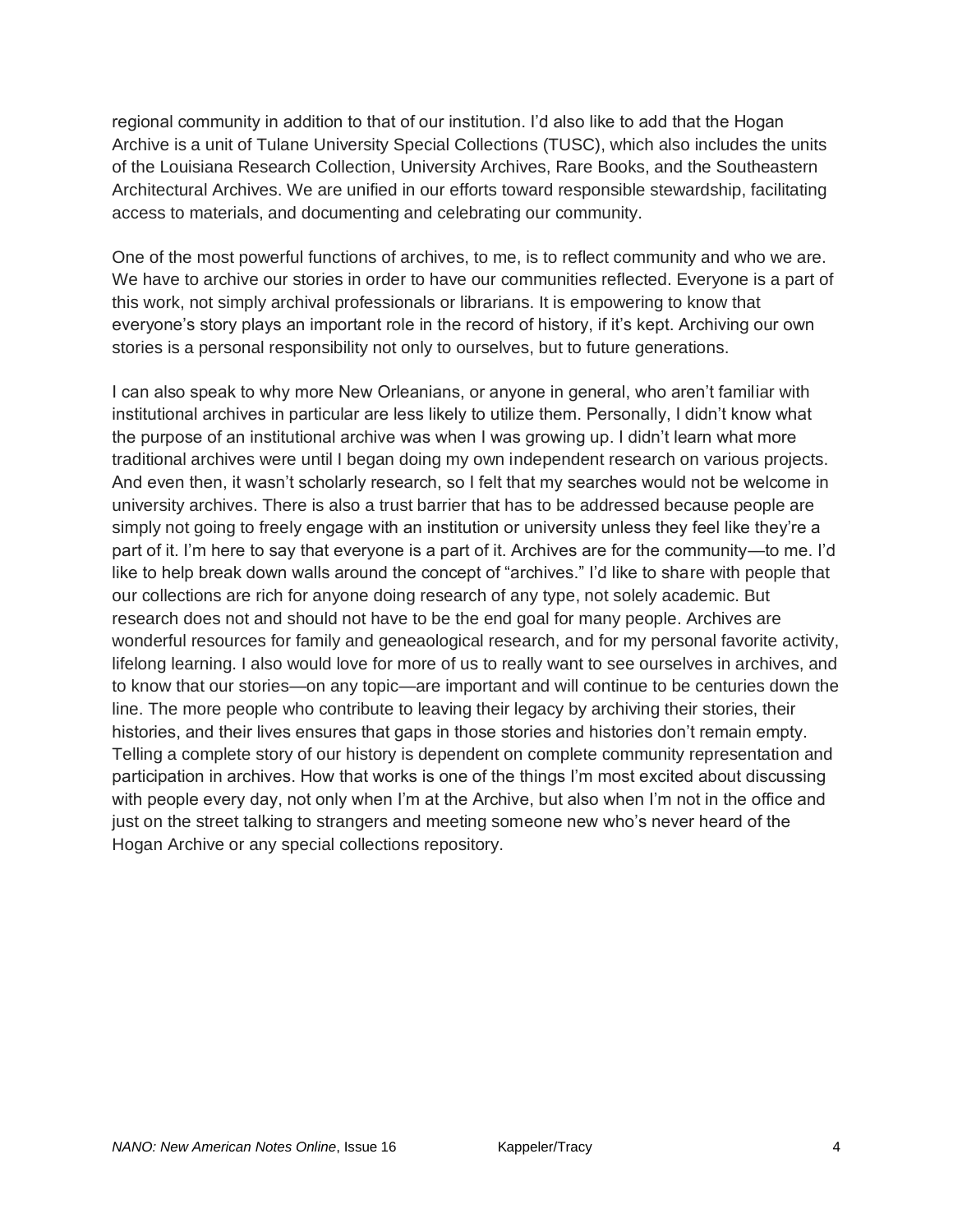regional community in addition to that of our institution. I'd also like to add that the Hogan Archive is a unit of Tulane University Special Collections (TUSC), which also includes the units of the Louisiana Research Collection, University Archives, Rare Books, and the Southeastern Architectural Archives. We are unified in our efforts toward responsible stewardship, facilitating access to materials, and documenting and celebrating our community.

One of the most powerful functions of archives, to me, is to reflect community and who we are. We have to archive our stories in order to have our communities reflected. Everyone is a part of this work, not simply archival professionals or librarians. It is empowering to know that everyone's story plays an important role in the record of history, if it's kept. Archiving our own stories is a personal responsibility not only to ourselves, but to future generations.

I can also speak to why more New Orleanians, or anyone in general, who aren't familiar with institutional archives in particular are less likely to utilize them. Personally, I didn't know what the purpose of an institutional archive was when I was growing up. I didn't learn what more traditional archives were until I began doing my own independent research on various projects. And even then, it wasn't scholarly research, so I felt that my searches would not be welcome in university archives. There is also a trust barrier that has to be addressed because people are simply not going to freely engage with an institution or university unless they feel like they're a part of it. I'm here to say that everyone is a part of it. Archives are for the community—to me. I'd like to help break down walls around the concept of "archives." I'd like to share with people that our collections are rich for anyone doing research of any type, not solely academic. But research does not and should not have to be the end goal for many people. Archives are wonderful resources for family and geneaological research, and for my personal favorite activity, lifelong learning. I also would love for more of us to really want to see ourselves in archives, and to know that our stories—on any topic—are important and will continue to be centuries down the line. The more people who contribute to leaving their legacy by archiving their stories, their histories, and their lives ensures that gaps in those stories and histories don't remain empty. Telling a complete story of our history is dependent on complete community representation and participation in archives. How that works is one of the things I'm most excited about discussing with people every day, not only when I'm at the Archive, but also when I'm not in the office and just on the street talking to strangers and meeting someone new who's never heard of the Hogan Archive or any special collections repository.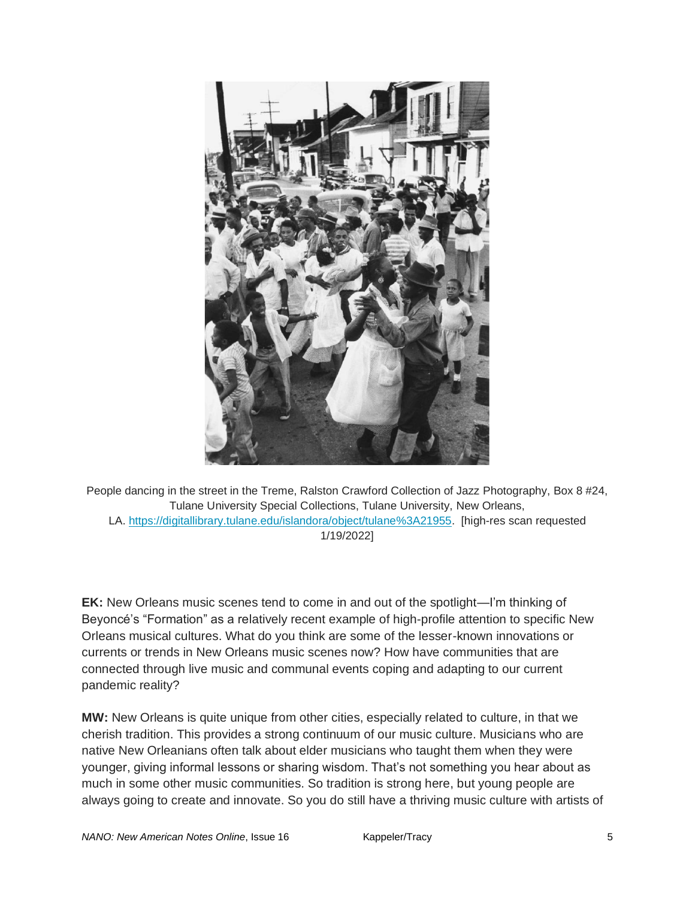People dancing in the street in the Treme, Ralston Crawford Collection of Jazz Photography, Box 8 #24, Tulane University Special Collections, Tulane University, New Orleans, LA. https://digitallibrary.tulane.edu/islandora/object/tulane%3A21955. [high-res scan requested 1/19/2022]

**EK:** New Orleans music scenes tend to come in and out of the spotlight—I'm thinking of Beyoncé's "Formation" as a relatively recent example of high-profile attention to specific New Orleans musical cultures. What do you think are some of the lesser-known innovations or currents or trends in New Orleans music scenes now? How have communities that are connected through live music and communal events coping and adapting to our current pandemic reality?

**MW:** New Orleans is quite unique from other cities, especially related to culture, in that we cherish tradition. This provides a strong continuum of our music culture. Musicians who are native New Orleanians often talk about elder musicians who taught them when they were younger, giving informal lessons or sharing wisdom. That's not something you hear about as much in some other music communities. So tradition is strong here, but young people are always going to create and innovate. So you do still have a thriving music culture with artists of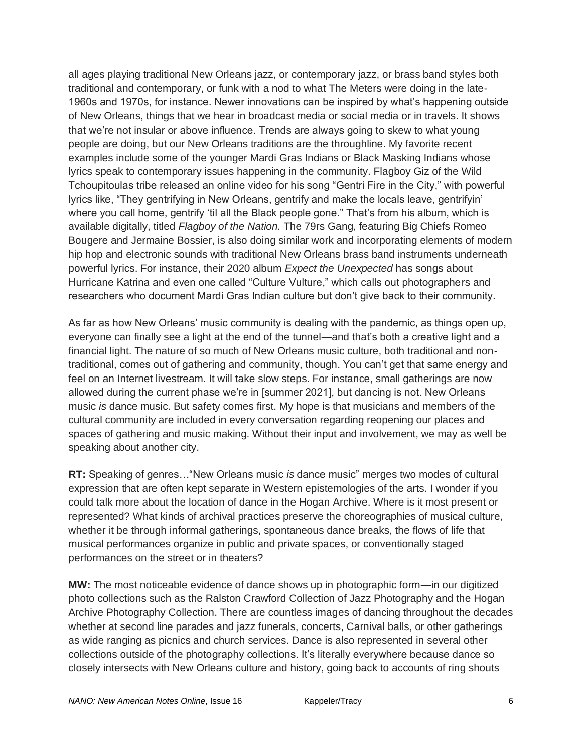all ages playing traditional New Orleans jazz, or contemporary jazz, or brass band styles both traditional and contemporary, or funk with a nod to what The Meters were doing in the late-1960s and 1970s, for instance. Newer innovations can be inspired by what's happening outside of New Orleans, things that we hear in broadcast media or social media or in travels. It shows that we're not insular or above influence. Trends are always going to skew to what young people are doing, but our New Orleans traditions are the throughline. My favorite recent examples include some of the younger Mardi Gras Indians or Black Masking Indians whose lyrics speak to contemporary issues happening in the community. Flagboy Giz of the Wild Tchoupitoulas tribe released an online video for his song "Gentri Fire in the City," with powerful lyrics like, "They gentrifying in New Orleans, gentrify and make the locals leave, gentrifyin' where you call home, gentrify 'til all the Black people gone." That's from his album, which is available digitally, titled *Flagboy of the Nation.* The 79rs Gang, featuring Big Chiefs Romeo Bougere and Jermaine Bossier, is also doing similar work and incorporating elements of modern hip hop and electronic sounds with traditional New Orleans brass band instruments underneath powerful lyrics. For instance, their 2020 album *Expect the Unexpected* has songs about Hurricane Katrina and even one called "Culture Vulture," which calls out photographers and researchers who document Mardi Gras Indian culture but don't give back to their community.

As far as how New Orleans' music community is dealing with the pandemic, as things open up, everyone can finally see a light at the end of the tunnel—and that's both a creative light and a financial light. The nature of so much of New Orleans music culture, both traditional and non-traditional, comes out of gathering and community, though. You can't get that same energy and feel on an Internet livestream. It will take slow steps. For instance, small gatherings are now allowed during the current phase we're in [summer 2021], but dancing is not. New Orleans music *is* dance music. But safety comes first. My hope is that musicians and members of the cultural community are included in every conversation regarding reopening our places and spaces of gathering and music making. Without their input and involvement, we may as well be speaking about another city.

**RT:** Speaking of genres…"New Orleans music *is* dance music" merges two modes of cultural expression that are often kept separate in Western epistemologies of the arts. I wonder if you could talk more about the location of dance in the Hogan Archive. Where is it most present or represented? What kinds of archival practices preserve the choreographies of musical culture, whether it be through informal gatherings, spontaneous dance breaks, the flows of life that musical performances organize in public and private spaces, or conventionally staged performances on the street or in theaters?

**MW:** The most noticeable evidence of dance shows up in photographic form—in our digitized photo collections such as the Ralston Crawford Collection of Jazz Photography and the Hogan Archive Photography Collection. There are countless images of dancing throughout the decades whether at second line parades and jazz funerals, concerts, Carnival balls, or other gatherings as wide ranging as picnics and church services. Dance is also represented in several other collections outside of the photography collections. It's literally everywhere because dance so closely intersects with New Orleans culture and history, going back to accounts of ring shouts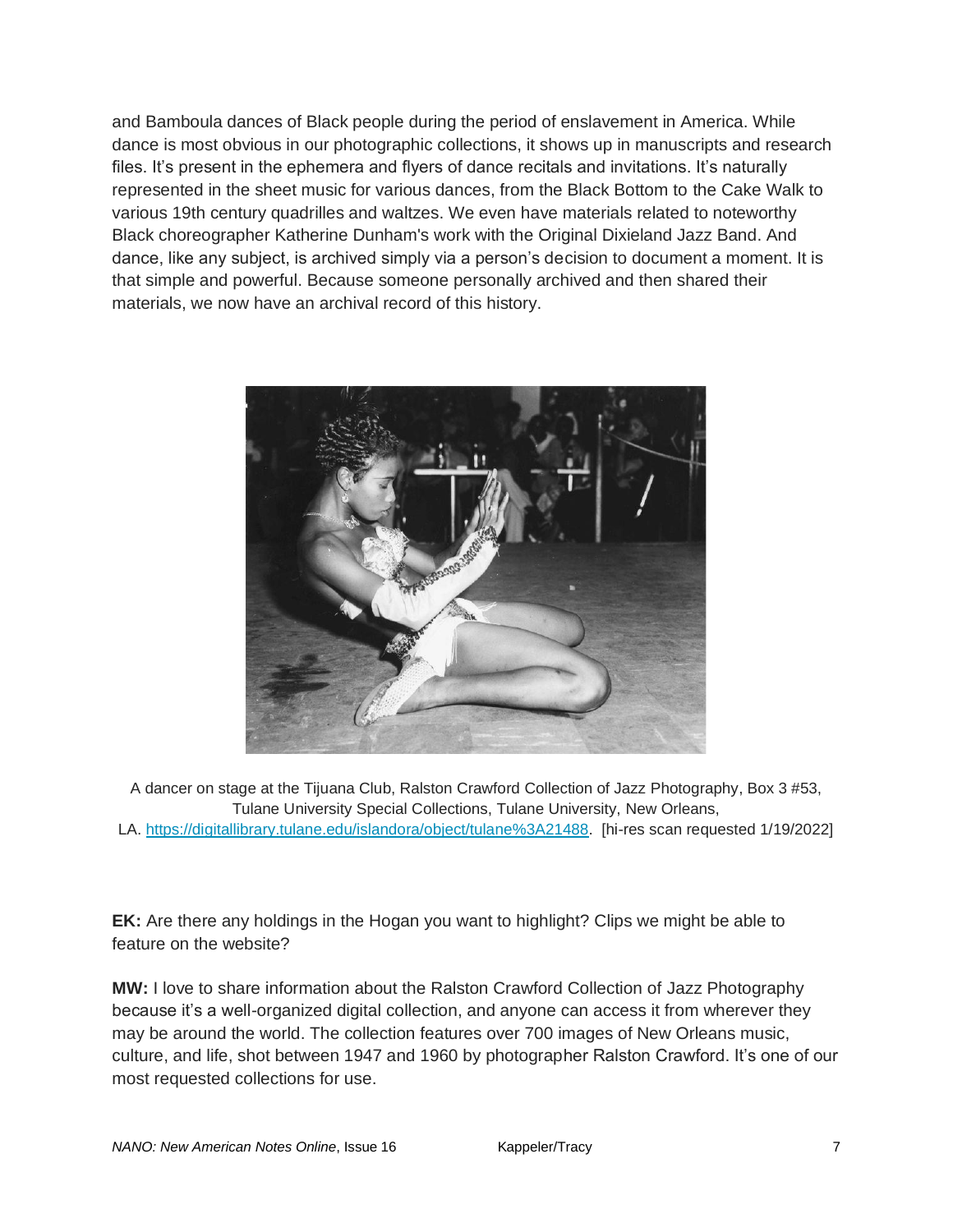and Bamboula dances of Black people during the period of enslavement in America. While dance is most obvious in our photographic collections, it shows up in manuscripts and research files. It's present in the ephemera and flyers of dance recitals and invitations. It's naturally represented in the sheet music for various dances, from the Black Bottom to the Cake Walk to various 19th century quadrilles and waltzes. We even have materials related to noteworthy Black choreographer Katherine Dunham's work with the Original Dixieland Jazz Band. And dance, like any subject, is archived simply via a person's decision to document a moment. It is that simple and powerful. Because someone personally archived and then shared their materials, we now have an archival record of this history.

A dancer on stage at the Tijuana Club, Ralston Crawford Collection of Jazz Photography, Box 3 #53, Tulane University Special Collections, Tulane University, New Orleans, LA. https://digitallibrary.tulane.edu/islandora/object/tulane%3A21488. [hi-res scan requested 1/19/2022]

**EK:** Are there any holdings in the Hogan you want to highlight? Clips we might be able to feature on the website?

**MW:** I love to share information about the Ralston Crawford Collection of Jazz Photography because it's a well-organized digital collection, and anyone can access it from wherever they may be around the world. The collection features over 700 images of New Orleans music, culture, and life, shot between 1947 and 1960 by photographer Ralston Crawford. It's one of our most requested collections for use.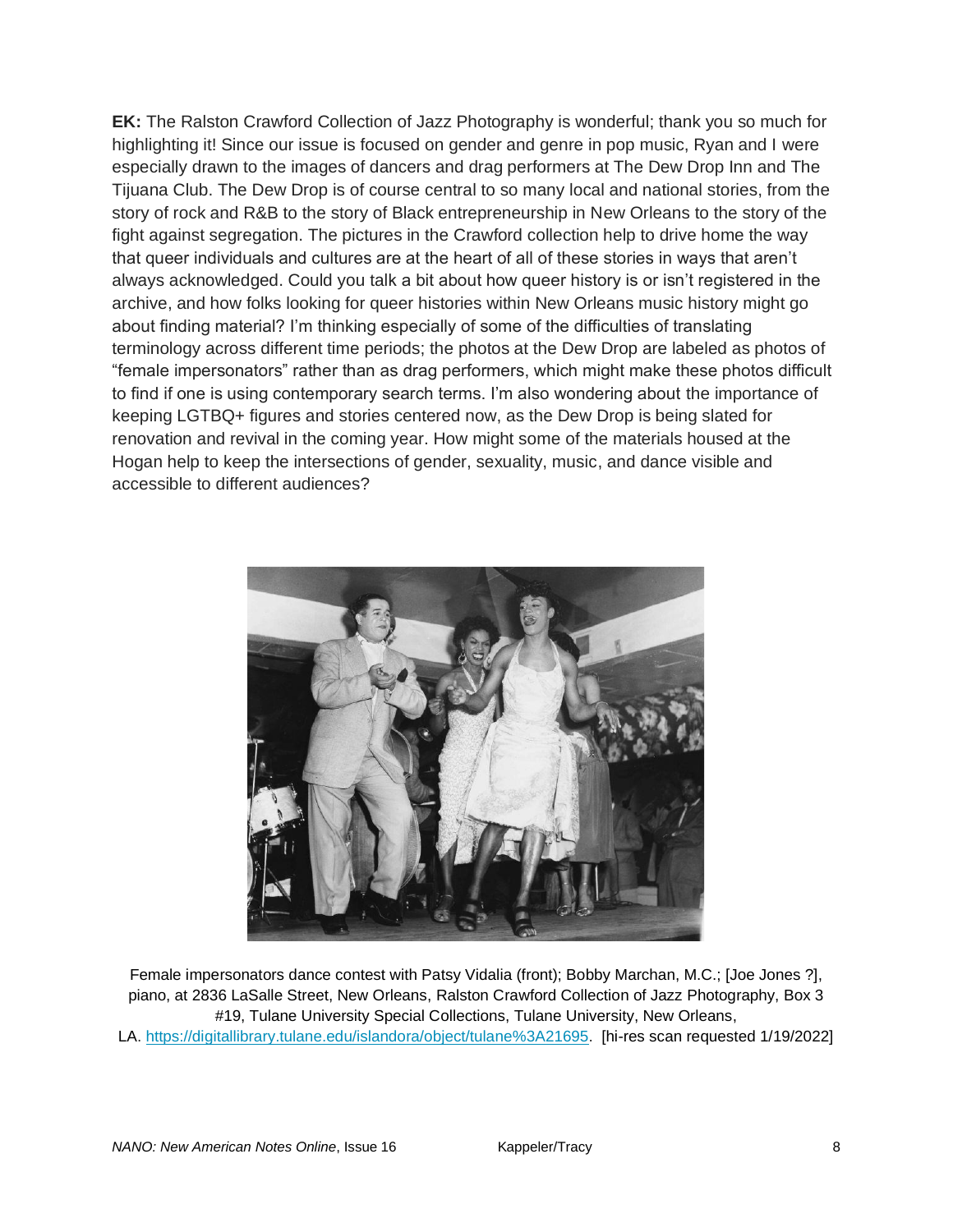**EK:** The Ralston Crawford Collection of Jazz Photography is wonderful; thank you so much for highlighting it! Since our issue is focused on gender and genre in pop music, Ryan and I were especially drawn to the images of dancers and drag performers at The Dew Drop Inn and The Tijuana Club. The Dew Drop is of course central to so many local and national stories, from the story of rock and R&B to the story of Black entrepreneurship in New Orleans to the story of the fight against segregation. The pictures in the Crawford collection help to drive home the way that queer individuals and cultures are at the heart of all of these stories in ways that aren't always acknowledged. Could you talk a bit about how queer history is or isn't registered in the archive, and how folks looking for queer histories within New Orleans music history might go about finding material? I'm thinking especially of some of the difficulties of translating terminology across different time periods; the photos at the Dew Drop are labeled as photos of "female impersonators" rather than as drag performers, which might make these photos difficult to find if one is using contemporary search terms. I'm also wondering about the importance of keeping LGTBQ+ figures and stories centered now, as the Dew Drop is being slated for renovation and revival in the coming year. How might some of the materials housed at the Hogan help to keep the intersections of gender, sexuality, music, and dance visible and accessible to different audiences?

Female impersonators dance contest with Patsy Vidalia (front); Bobby Marchan, M.C.; [Joe Jones ?], piano, at 2836 LaSalle Street, New Orleans, Ralston Crawford Collection of Jazz Photography, Box 3 #19, Tulane University Special Collections, Tulane University, New Orleans, LA. https://digitallibrary.tulane.edu/islandora/object/tulane%3A21695. [hi-res scan requested 1/19/2022]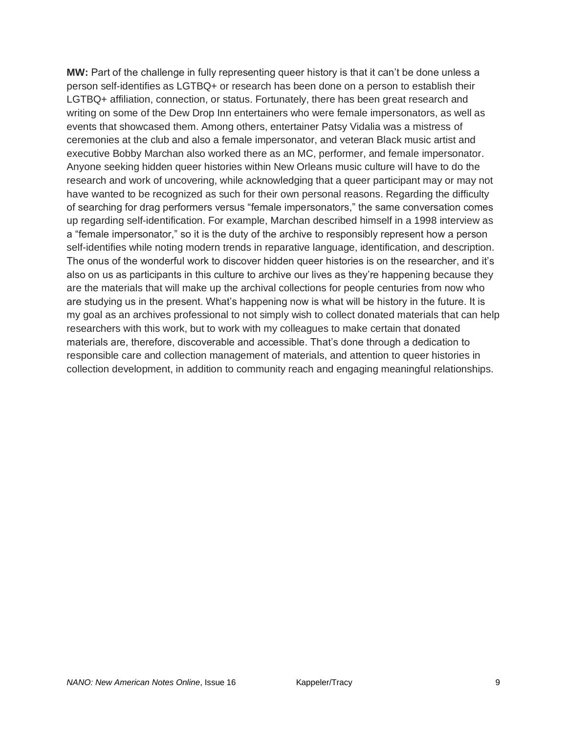**MW:** Part of the challenge in fully representing queer history is that it can't be done unless a person self-identifies as LGTBQ+ or research has been done on a person to establish their LGTBQ+ affiliation, connection, or status. Fortunately, there has been great research and writing on some of the Dew Drop Inn entertainers who were female impersonators, as well as events that showcased them. Among others, entertainer Patsy Vidalia was a mistress of ceremonies at the club and also a female impersonator, and veteran Black music artist and executive Bobby Marchan also worked there as an MC, performer, and female impersonator. Anyone seeking hidden queer histories within New Orleans music culture will have to do the research and work of uncovering, while acknowledging that a queer participant may or may not have wanted to be recognized as such for their own personal reasons. Regarding the difficulty of searching for drag performers versus "female impersonators," the same conversation comes up regarding self-identification. For example, Marchan described himself in a 1998 interview as a "female impersonator," so it is the duty of the archive to responsibly represent how a person self-identifies while noting modern trends in reparative language, identification, and description. The onus of the wonderful work to discover hidden queer histories is on the researcher, and it's also on us as participants in this culture to archive our lives as they're happening because they are the materials that will make up the archival collections for people centuries from now who are studying us in the present. What's happening now is what will be history in the future. It is my goal as an archives professional to not simply wish to collect donated materials that can help researchers with this work, but to work with my colleagues to make certain that donated materials are, therefore, discoverable and accessible. That's done through a dedication to responsible care and collection management of materials, and attention to queer histories in collection development, in addition to community reach and engaging meaningful relationships.